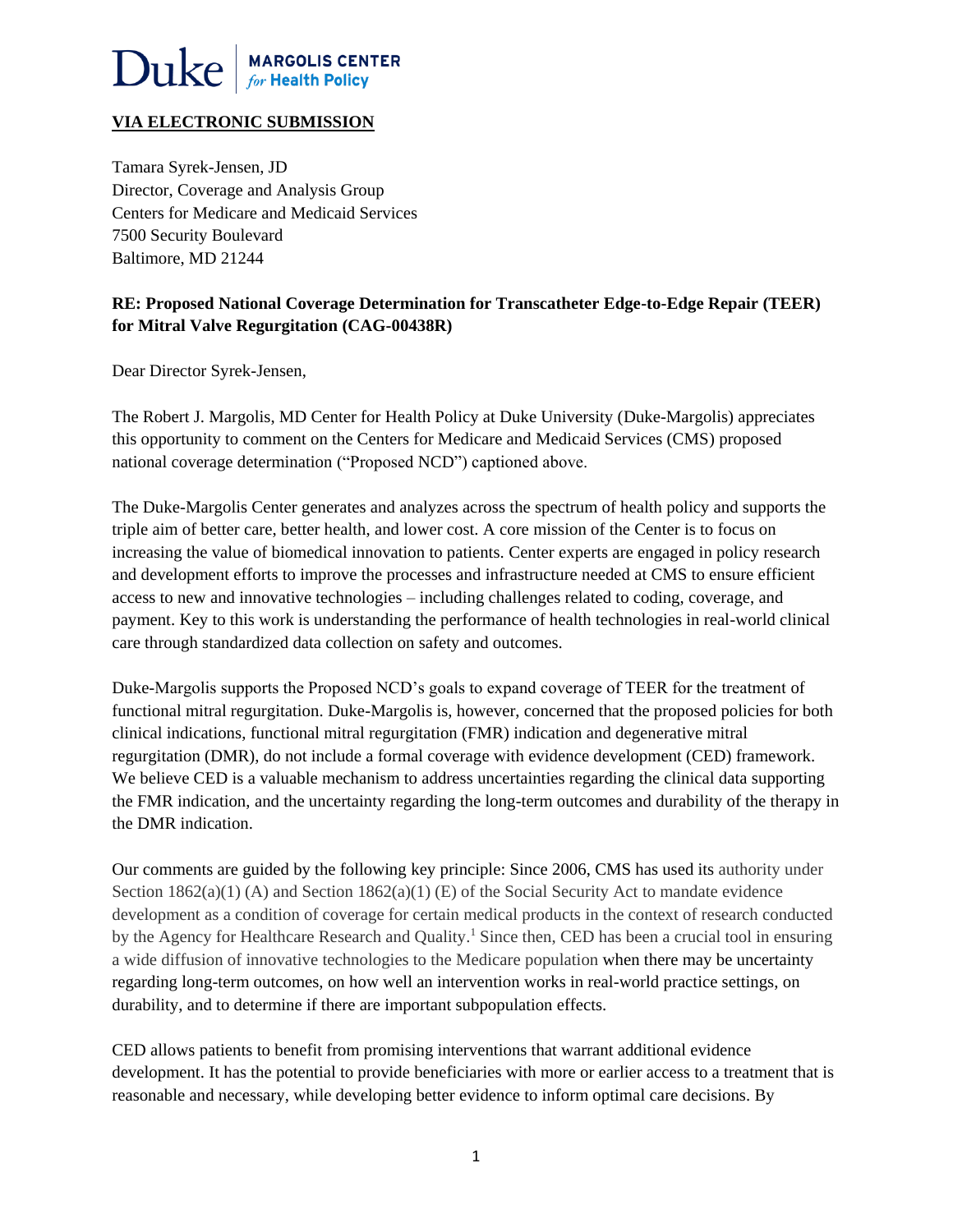Duke | MARGOLIS CENTER *for* Health Policy

**VIA ELECTRONIC SUBMISSION**

Tamara Syrek-Jensen, JD
Director, Coverage and Analysis Group
Centers for Medicare and Medicaid Services
7500 Security Boulevard
Baltimore, MD 21244

**RE: Proposed National Coverage Determination for Transcatheter Edge-to-Edge Repair (TEER) for Mitral Valve Regurgitation (CAG-00438R)**

Dear Director Syrek-Jensen,

The Robert J. Margolis, MD Center for Health Policy at Duke University (Duke-Margolis) appreciates this opportunity to comment on the Centers for Medicare and Medicaid Services (CMS) proposed national coverage determination ("Proposed NCD") captioned above.

The Duke-Margolis Center generates and analyzes across the spectrum of health policy and supports the triple aim of better care, better health, and lower cost. A core mission of the Center is to focus on increasing the value of biomedical innovation to patients. Center experts are engaged in policy research and development efforts to improve the processes and infrastructure needed at CMS to ensure efficient access to new and innovative technologies – including challenges related to coding, coverage, and payment. Key to this work is understanding the performance of health technologies in real-world clinical care through standardized data collection on safety and outcomes.

Duke-Margolis supports the Proposed NCD's goals to expand coverage of TEER for the treatment of functional mitral regurgitation. Duke-Margolis is, however, concerned that the proposed policies for both clinical indications, functional mitral regurgitation (FMR) indication and degenerative mitral regurgitation (DMR), do not include a formal coverage with evidence development (CED) framework. We believe CED is a valuable mechanism to address uncertainties regarding the clinical data supporting the FMR indication, and the uncertainty regarding the long-term outcomes and durability of the therapy in the DMR indication.

Our comments are guided by the following key principle: Since 2006, CMS has used its authority under Section 1862(a)(1) (A) and Section 1862(a)(1) (E) of the Social Security Act to mandate evidence development as a condition of coverage for certain medical products in the context of research conducted by the Agency for Healthcare Research and Quality.[1] Since then, CED has been a crucial tool in ensuring a wide diffusion of innovative technologies to the Medicare population when there may be uncertainty regarding long-term outcomes, on how well an intervention works in real-world practice settings, on durability, and to determine if there are important subpopulation effects.

CED allows patients to benefit from promising interventions that warrant additional evidence development. It has the potential to provide beneficiaries with more or earlier access to a treatment that is reasonable and necessary, while developing better evidence to inform optimal care decisions. By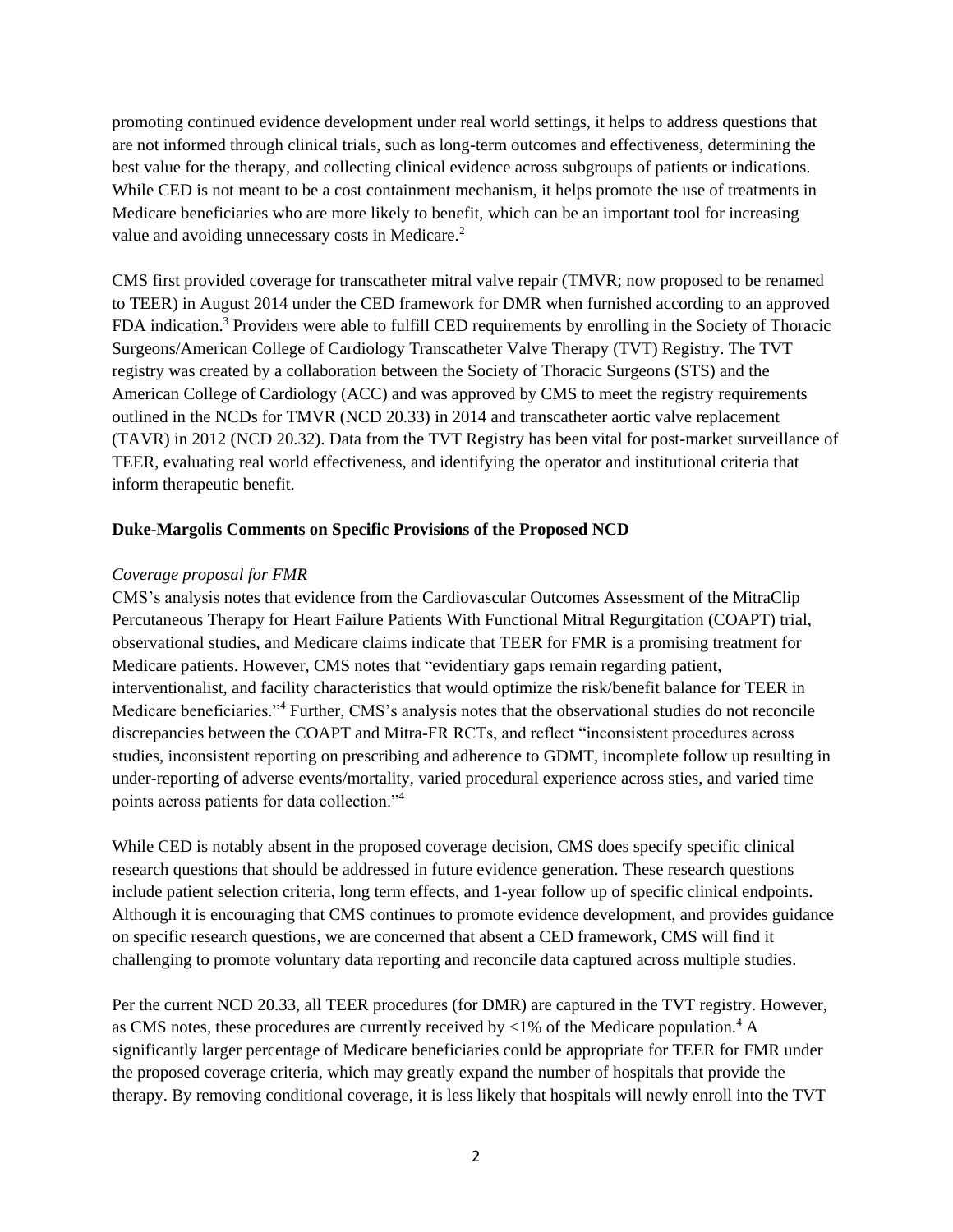promoting continued evidence development under real world settings, it helps to address questions that are not informed through clinical trials, such as long-term outcomes and effectiveness, determining the best value for the therapy, and collecting clinical evidence across subgroups of patients or indications. While CED is not meant to be a cost containment mechanism, it helps promote the use of treatments in Medicare beneficiaries who are more likely to benefit, which can be an important tool for increasing value and avoiding unnecessary costs in Medicare.[2]

CMS first provided coverage for transcatheter mitral valve repair (TMVR; now proposed to be renamed to TEER) in August 2014 under the CED framework for DMR when furnished according to an approved FDA indication.[3] Providers were able to fulfill CED requirements by enrolling in the Society of Thoracic Surgeons/American College of Cardiology Transcatheter Valve Therapy (TVT) Registry. The TVT registry was created by a collaboration between the Society of Thoracic Surgeons (STS) and the American College of Cardiology (ACC) and was approved by CMS to meet the registry requirements outlined in the NCDs for TMVR (NCD 20.33) in 2014 and transcatheter aortic valve replacement (TAVR) in 2012 (NCD 20.32). Data from the TVT Registry has been vital for post-market surveillance of TEER, evaluating real world effectiveness, and identifying the operator and institutional criteria that inform therapeutic benefit.

**Duke-Margolis Comments on Specific Provisions of the Proposed NCD**

*Coverage proposal for FMR*

CMS's analysis notes that evidence from the Cardiovascular Outcomes Assessment of the MitraClip Percutaneous Therapy for Heart Failure Patients With Functional Mitral Regurgitation (COAPT) trial, observational studies, and Medicare claims indicate that TEER for FMR is a promising treatment for Medicare patients. However, CMS notes that "evidentiary gaps remain regarding patient, interventionalist, and facility characteristics that would optimize the risk/benefit balance for TEER in Medicare beneficiaries."[4] Further, CMS's analysis notes that the observational studies do not reconcile discrepancies between the COAPT and Mitra-FR RCTs, and reflect "inconsistent procedures across studies, inconsistent reporting on prescribing and adherence to GDMT, incomplete follow up resulting in under-reporting of adverse events/mortality, varied procedural experience across sties, and varied time points across patients for data collection."[4]

While CED is notably absent in the proposed coverage decision, CMS does specify specific clinical research questions that should be addressed in future evidence generation. These research questions include patient selection criteria, long term effects, and 1-year follow up of specific clinical endpoints. Although it is encouraging that CMS continues to promote evidence development, and provides guidance on specific research questions, we are concerned that absent a CED framework, CMS will find it challenging to promote voluntary data reporting and reconcile data captured across multiple studies.

Per the current NCD 20.33, all TEER procedures (for DMR) are captured in the TVT registry. However, as CMS notes, these procedures are currently received by <1% of the Medicare population.[4] A significantly larger percentage of Medicare beneficiaries could be appropriate for TEER for FMR under the proposed coverage criteria, which may greatly expand the number of hospitals that provide the therapy. By removing conditional coverage, it is less likely that hospitals will newly enroll into the TVT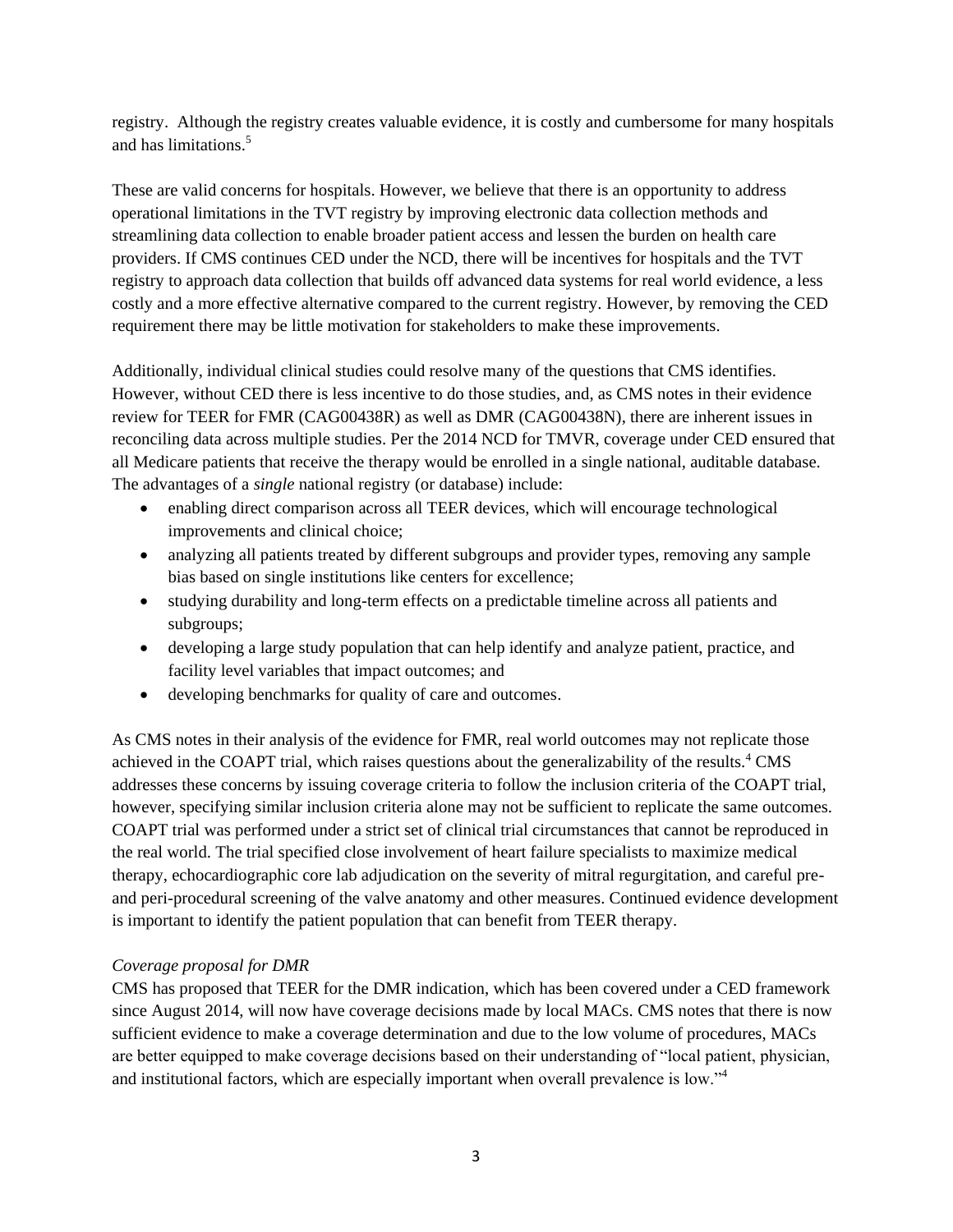registry. Although the registry creates valuable evidence, it is costly and cumbersome for many hospitals and has limitations.[5]

These are valid concerns for hospitals. However, we believe that there is an opportunity to address operational limitations in the TVT registry by improving electronic data collection methods and streamlining data collection to enable broader patient access and lessen the burden on health care providers. If CMS continues CED under the NCD, there will be incentives for hospitals and the TVT registry to approach data collection that builds off advanced data systems for real world evidence, a less costly and a more effective alternative compared to the current registry. However, by removing the CED requirement there may be little motivation for stakeholders to make these improvements.

Additionally, individual clinical studies could resolve many of the questions that CMS identifies. However, without CED there is less incentive to do those studies, and, as CMS notes in their evidence review for TEER for FMR (CAG00438R) as well as DMR (CAG00438N), there are inherent issues in reconciling data across multiple studies. Per the 2014 NCD for TMVR, coverage under CED ensured that all Medicare patients that receive the therapy would be enrolled in a single national, auditable database. The advantages of a *single* national registry (or database) include:

- enabling direct comparison across all TEER devices, which will encourage technological improvements and clinical choice;
- analyzing all patients treated by different subgroups and provider types, removing any sample bias based on single institutions like centers for excellence;
- studying durability and long-term effects on a predictable timeline across all patients and subgroups;
- developing a large study population that can help identify and analyze patient, practice, and facility level variables that impact outcomes; and
- developing benchmarks for quality of care and outcomes.

As CMS notes in their analysis of the evidence for FMR, real world outcomes may not replicate those achieved in the COAPT trial, which raises questions about the generalizability of the results.[4] CMS addresses these concerns by issuing coverage criteria to follow the inclusion criteria of the COAPT trial, however, specifying similar inclusion criteria alone may not be sufficient to replicate the same outcomes. COAPT trial was performed under a strict set of clinical trial circumstances that cannot be reproduced in the real world. The trial specified close involvement of heart failure specialists to maximize medical therapy, echocardiographic core lab adjudication on the severity of mitral regurgitation, and careful pre- and peri-procedural screening of the valve anatomy and other measures. Continued evidence development is important to identify the patient population that can benefit from TEER therapy.

*Coverage proposal for DMR*

CMS has proposed that TEER for the DMR indication, which has been covered under a CED framework since August 2014, will now have coverage decisions made by local MACs. CMS notes that there is now sufficient evidence to make a coverage determination and due to the low volume of procedures, MACs are better equipped to make coverage decisions based on their understanding of "local patient, physician, and institutional factors, which are especially important when overall prevalence is low."[4]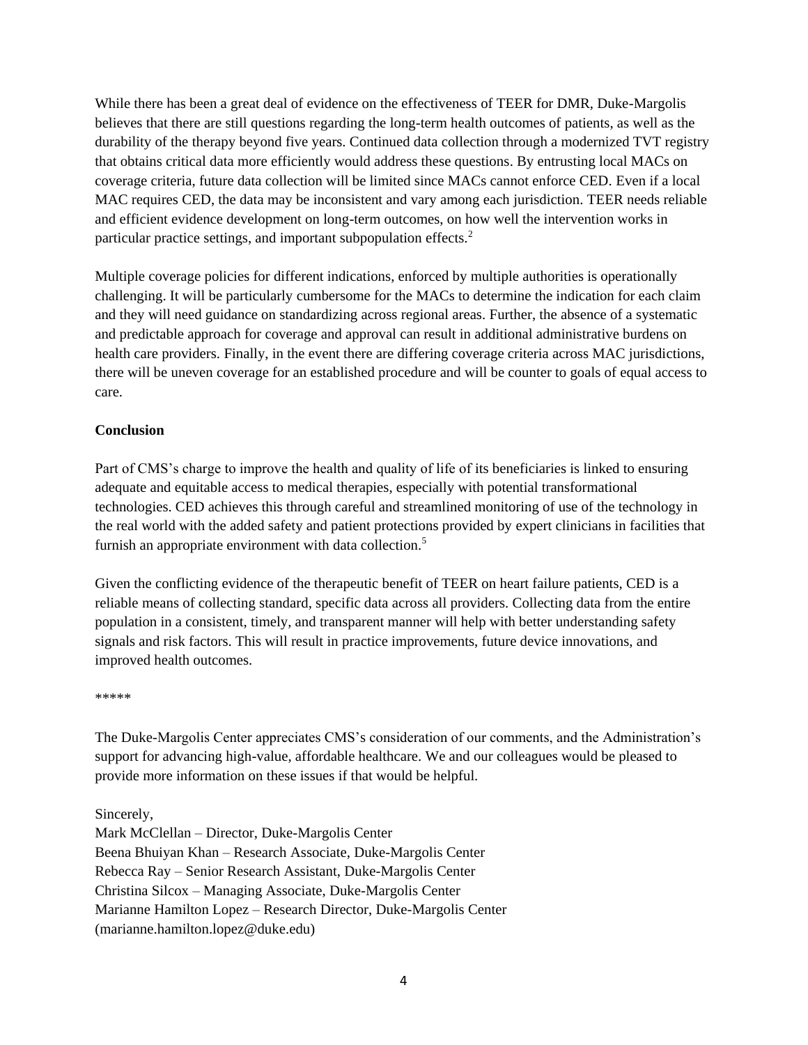While there has been a great deal of evidence on the effectiveness of TEER for DMR, Duke-Margolis believes that there are still questions regarding the long-term health outcomes of patients, as well as the durability of the therapy beyond five years. Continued data collection through a modernized TVT registry that obtains critical data more efficiently would address these questions. By entrusting local MACs on coverage criteria, future data collection will be limited since MACs cannot enforce CED. Even if a local MAC requires CED, the data may be inconsistent and vary among each jurisdiction. TEER needs reliable and efficient evidence development on long-term outcomes, on how well the intervention works in particular practice settings, and important subpopulation effects.[2]

Multiple coverage policies for different indications, enforced by multiple authorities is operationally challenging. It will be particularly cumbersome for the MACs to determine the indication for each claim and they will need guidance on standardizing across regional areas. Further, the absence of a systematic and predictable approach for coverage and approval can result in additional administrative burdens on health care providers. Finally, in the event there are differing coverage criteria across MAC jurisdictions, there will be uneven coverage for an established procedure and will be counter to goals of equal access to care.

**Conclusion**

Part of CMS's charge to improve the health and quality of life of its beneficiaries is linked to ensuring adequate and equitable access to medical therapies, especially with potential transformational technologies. CED achieves this through careful and streamlined monitoring of use of the technology in the real world with the added safety and patient protections provided by expert clinicians in facilities that furnish an appropriate environment with data collection.[5]

Given the conflicting evidence of the therapeutic benefit of TEER on heart failure patients, CED is a reliable means of collecting standard, specific data across all providers. Collecting data from the entire population in a consistent, timely, and transparent manner will help with better understanding safety signals and risk factors. This will result in practice improvements, future device innovations, and improved health outcomes.

*****

The Duke-Margolis Center appreciates CMS's consideration of our comments, and the Administration's support for advancing high-value, affordable healthcare. We and our colleagues would be pleased to provide more information on these issues if that would be helpful.

Sincerely,
Mark McClellan – Director, Duke-Margolis Center
Beena Bhuiyan Khan – Research Associate, Duke-Margolis Center
Rebecca Ray – Senior Research Assistant, Duke-Margolis Center
Christina Silcox – Managing Associate, Duke-Margolis Center
Marianne Hamilton Lopez – Research Director, Duke-Margolis Center
(marianne.hamilton.lopez@duke.edu)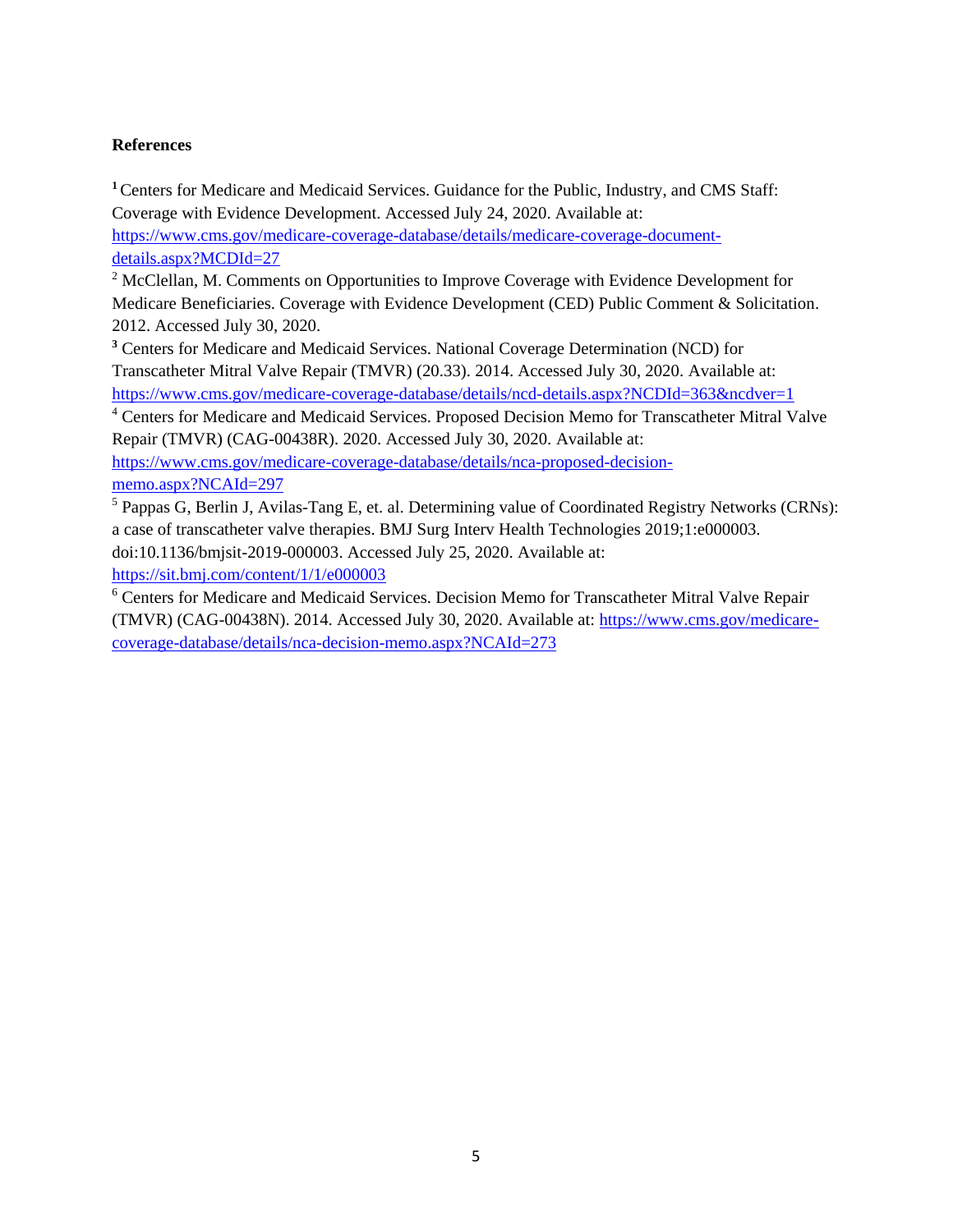**References**

[1] Centers for Medicare and Medicaid Services. Guidance for the Public, Industry, and CMS Staff: Coverage with Evidence Development. Accessed July 24, 2020. Available at: https://www.cms.gov/medicare-coverage-database/details/medicare-coverage-document-details.aspx?MCDId=27

[2] McClellan, M. Comments on Opportunities to Improve Coverage with Evidence Development for Medicare Beneficiaries. Coverage with Evidence Development (CED) Public Comment & Solicitation. 2012. Accessed July 30, 2020.

[3] Centers for Medicare and Medicaid Services. National Coverage Determination (NCD) for Transcatheter Mitral Valve Repair (TMVR) (20.33). 2014. Accessed July 30, 2020. Available at: https://www.cms.gov/medicare-coverage-database/details/ncd-details.aspx?NCDId=363&ncdver=1

[4] Centers for Medicare and Medicaid Services. Proposed Decision Memo for Transcatheter Mitral Valve Repair (TMVR) (CAG-00438R). 2020. Accessed July 30, 2020. Available at: https://www.cms.gov/medicare-coverage-database/details/nca-proposed-decision-memo.aspx?NCAId=297

[5] Pappas G, Berlin J, Avilas-Tang E, et. al. Determining value of Coordinated Registry Networks (CRNs): a case of transcatheter valve therapies. BMJ Surg Interv Health Technologies 2019;1:e000003. doi:10.1136/bmjsit-2019-000003. Accessed July 25, 2020. Available at: https://sit.bmj.com/content/1/1/e000003

[6] Centers for Medicare and Medicaid Services. Decision Memo for Transcatheter Mitral Valve Repair (TMVR) (CAG-00438N). 2014. Accessed July 30, 2020. Available at: https://www.cms.gov/medicare-coverage-database/details/nca-decision-memo.aspx?NCAId=273